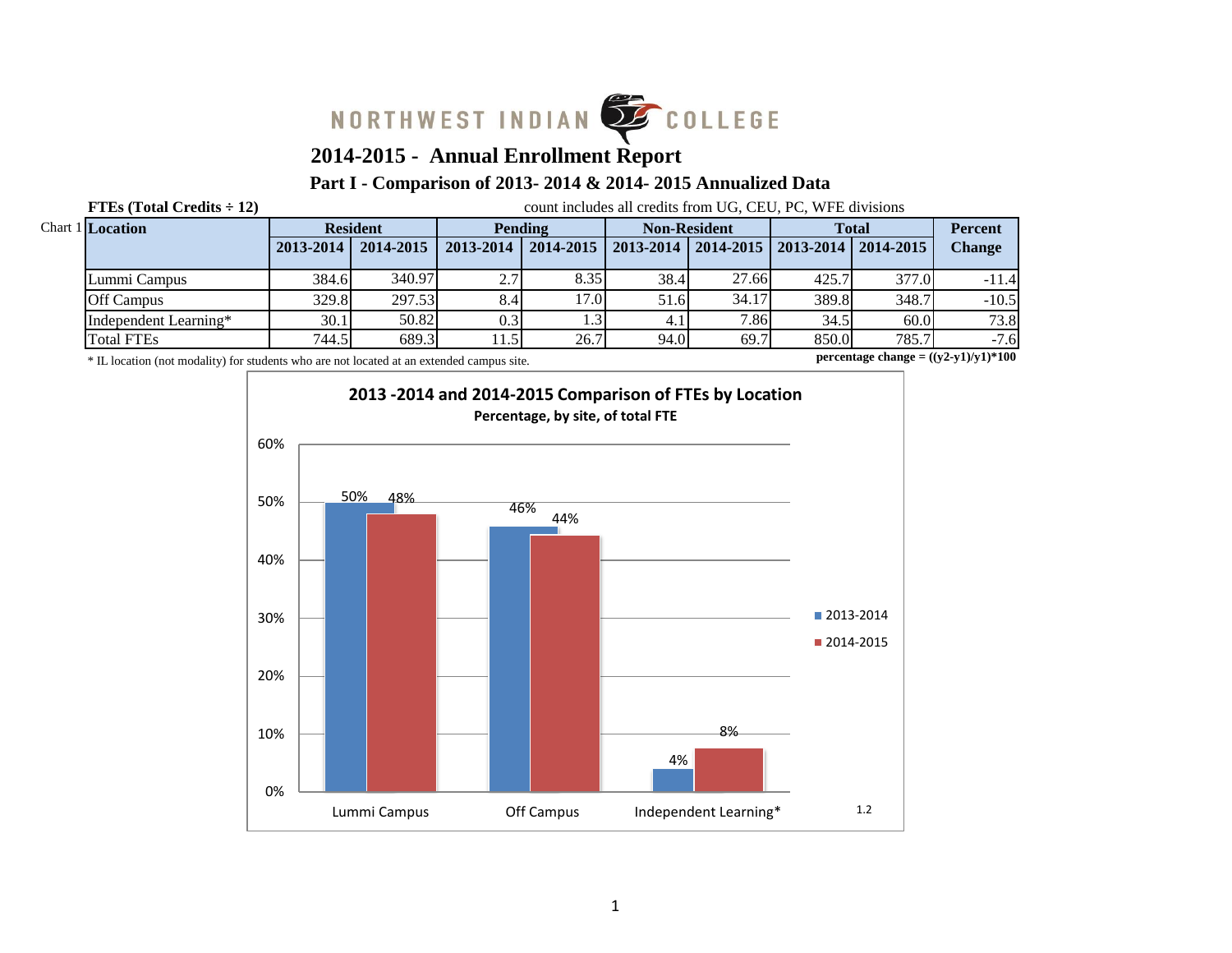NORTHWEST INDIAN COLLEGE

# 2014-2015 - Annual Enrollment Report

## Part I - Comparison of 2013- 2014 & 2014- 2015 Annualized Data

**FTEs (Total Credits ÷ 12)** count includes all credits from UG, CEU, PC, WFE divisions

Chart 1

| Location | Resident | | Pending | | Non-Resident | | Total | | Percent Change |
|---|---|---|---|---|---|---|---|---|---|
| | 2013-2014 | 2014-2015 | 2013-2014 | 2014-2015 | 2013-2014 | 2014-2015 | 2013-2014 | 2014-2015 | |
| Lummi Campus | 384.6 | 340.97 | 2.7 | 8.35 | 38.4 | 27.66 | 425.7 | 377.0 | -11.4 |
| Off Campus | 329.8 | 297.53 | 8.4 | 17.0 | 51.6 | 34.17 | 389.8 | 348.7 | -10.5 |
| Independent Learning* | 30.1 | 50.82 | 0.3 | 1.3 | 4.1 | 7.86 | 34.5 | 60.0 | 73.8 |
| Total FTEs | 744.5 | 689.3 | 11.5 | 26.7 | 94.0 | 69.7 | 850.0 | 785.7 | -7.6 |

\* IL location (not modality) for students who are not located at an extended campus site.

**percentage change = ((y2-y1)/y1)*100**

**2013 -2014 and 2014-2015 Comparison of FTEs by Location**

**Percentage, by site, of total FTE**

| Location | 2013-2014 | 2014-2015 |
|---|---|---|
| Lummi Campus | 50% | 48% |
| Off Campus | 46% | 44% |
| Independent Learning* | 4% | 8% |

1.2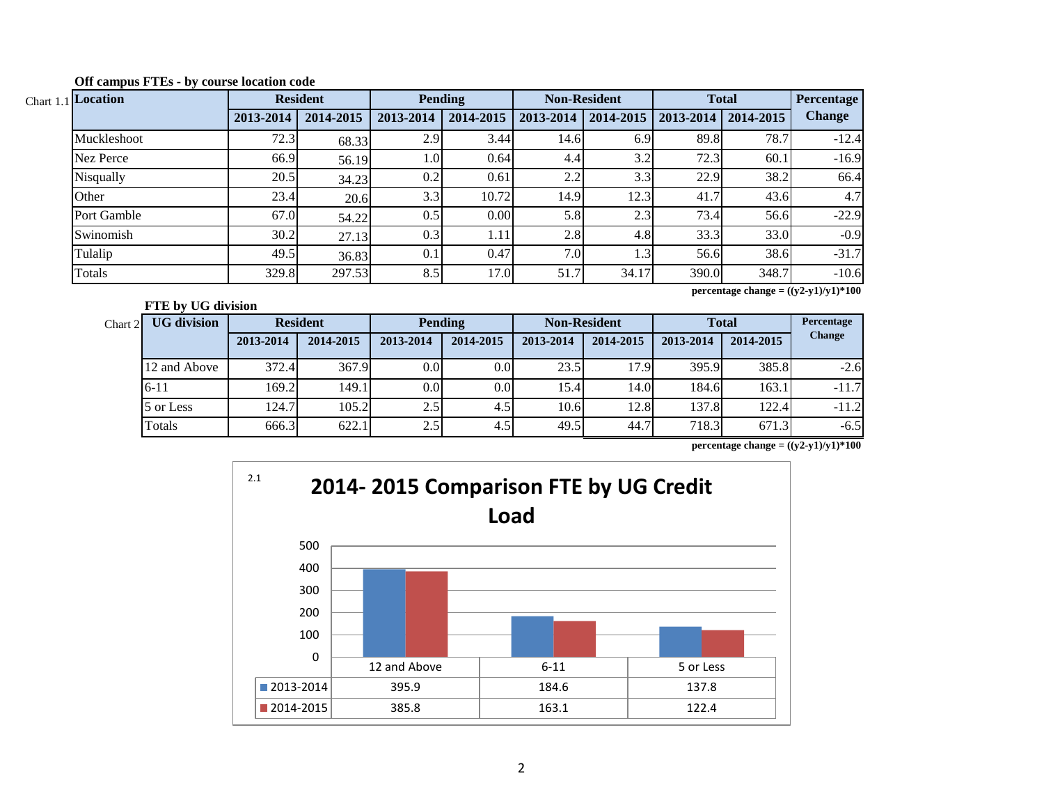**Off campus FTEs - by course location code**

Chart 1.1

| Location | Resident | | Pending | | Non-Resident | | Total | | Percentage Change |
|---|---|---|---|---|---|---|---|---|---|
| | 2013-2014 | 2014-2015 | 2013-2014 | 2014-2015 | 2013-2014 | 2014-2015 | 2013-2014 | 2014-2015 | |
| Muckleshoot | 72.3 | 68.33 | 2.9 | 3.44 | 14.6 | 6.9 | 89.8 | 78.7 | -12.4 |
| Nez Perce | 66.9 | 56.19 | 1.0 | 0.64 | 4.4 | 3.2 | 72.3 | 60.1 | -16.9 |
| Nisqually | 20.5 | 34.23 | 0.2 | 0.61 | 2.2 | 3.3 | 22.9 | 38.2 | 66.4 |
| Other | 23.4 | 20.6 | 3.3 | 10.72 | 14.9 | 12.3 | 41.7 | 43.6 | 4.7 |
| Port Gamble | 67.0 | 54.22 | 0.5 | 0.00 | 5.8 | 2.3 | 73.4 | 56.6 | -22.9 |
| Swinomish | 30.2 | 27.13 | 0.3 | 1.11 | 2.8 | 4.8 | 33.3 | 33.0 | -0.9 |
| Tulalip | 49.5 | 36.83 | 0.1 | 0.47 | 7.0 | 1.3 | 56.6 | 38.6 | -31.7 |
| Totals | 329.8 | 297.53 | 8.5 | 17.0 | 51.7 | 34.17 | 390.0 | 348.7 | -10.6 |

**percentage change = ((y2-y1)/y1)*100**

**FTE by UG division**

Chart 2

| UG division | Resident | | Pending | | Non-Resident | | Total | | Percentage Change |
|---|---|---|---|---|---|---|---|---|---|
| | 2013-2014 | 2014-2015 | 2013-2014 | 2014-2015 | 2013-2014 | 2014-2015 | 2013-2014 | 2014-2015 | |
| 12 and Above | 372.4 | 367.9 | 0.0 | 0.0 | 23.5 | 17.9 | 395.9 | 385.8 | -2.6 |
| 6-11 | 169.2 | 149.1 | 0.0 | 0.0 | 15.4 | 14.0 | 184.6 | 163.1 | -11.7 |
| 5 or Less | 124.7 | 105.2 | 2.5 | 4.5 | 10.6 | 12.8 | 137.8 | 122.4 | -11.2 |
| Totals | 666.3 | 622.1 | 2.5 | 4.5 | 49.5 | 44.7 | 718.3 | 671.3 | -6.5 |

**percentage change = ((y2-y1)/y1)*100**

2.1

**2014- 2015 Comparison FTE by UG Credit Load**

| | 12 and Above | 6-11 | 5 or Less |
|---|---|---|---|
| 2013-2014 | 395.9 | 184.6 | 137.8 |
| 2014-2015 | 385.8 | 163.1 | 122.4 |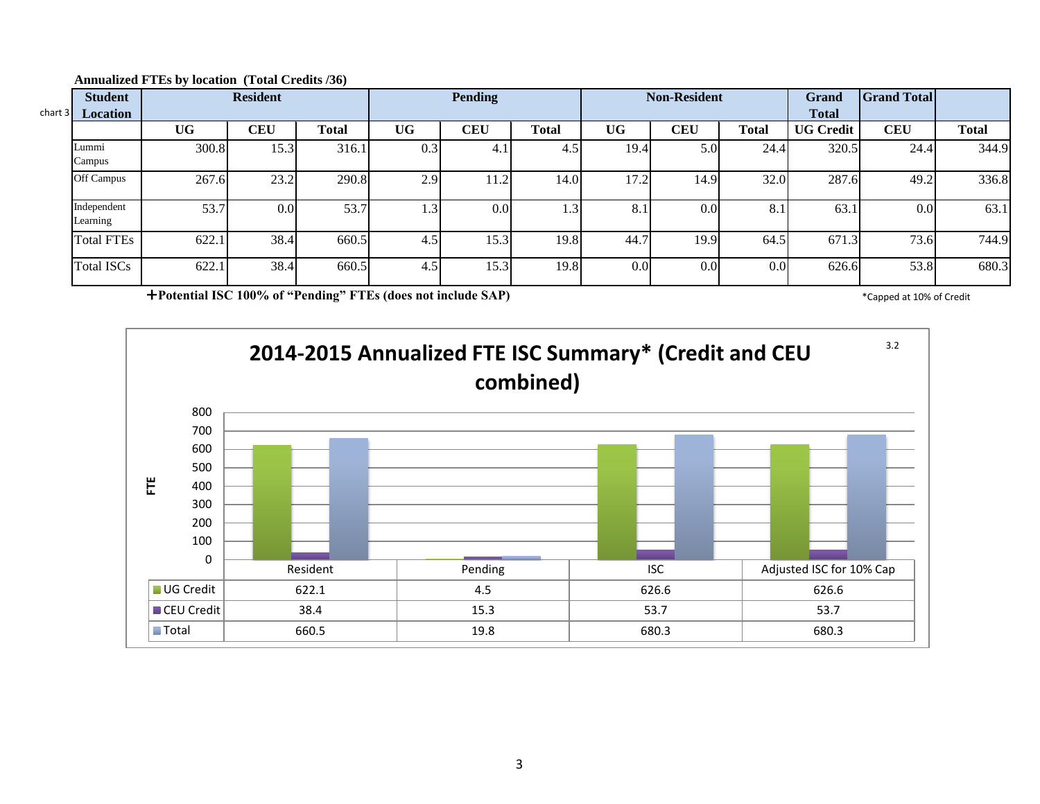**Annualized FTEs by location (Total Credits /36)**

chart 3

| Student Location | Resident | | | Pending | | | Non-Resident | | | Grand Total | Grand Total | |
|---|---|---|---|---|---|---|---|---|---|---|---|---|
| | UG | CEU | Total | UG | CEU | Total | UG | CEU | Total | UG Credit | CEU | Total |
| Lummi Campus | 300.8 | 15.3 | 316.1 | 0.3 | 4.1 | 4.5 | 19.4 | 5.0 | 24.4 | 320.5 | 24.4 | 344.9 |
| Off Campus | 267.6 | 23.2 | 290.8 | 2.9 | 11.2 | 14.0 | 17.2 | 14.9 | 32.0 | 287.6 | 49.2 | 336.8 |
| Independent Learning | 53.7 | 0.0 | 53.7 | 1.3 | 0.0 | 1.3 | 8.1 | 0.0 | 8.1 | 63.1 | 0.0 | 63.1 |
| Total FTEs | 622.1 | 38.4 | 660.5 | 4.5 | 15.3 | 19.8 | 44.7 | 19.9 | 64.5 | 671.3 | 73.6 | 744.9 |
| Total ISCs | 622.1 | 38.4 | 660.5 | 4.5 | 15.3 | 19.8 | 0.0 | 0.0 | 0.0 | 626.6 | 53.8 | 680.3 |

**+Potential ISC 100% of "Pending" FTEs (does not include SAP)**

*Capped at 10% of Credit

**2014-2015 Annualized FTE ISC Summary* (Credit and CEU combined)**

3.2

| | Resident | Pending | ISC | Adjusted ISC for 10% Cap |
|---|---|---|---|---|
| UG Credit | 622.1 | 4.5 | 626.6 | 626.6 |
| CEU Credit | 38.4 | 15.3 | 53.7 | 53.7 |
| Total | 660.5 | 19.8 | 680.3 | 680.3 |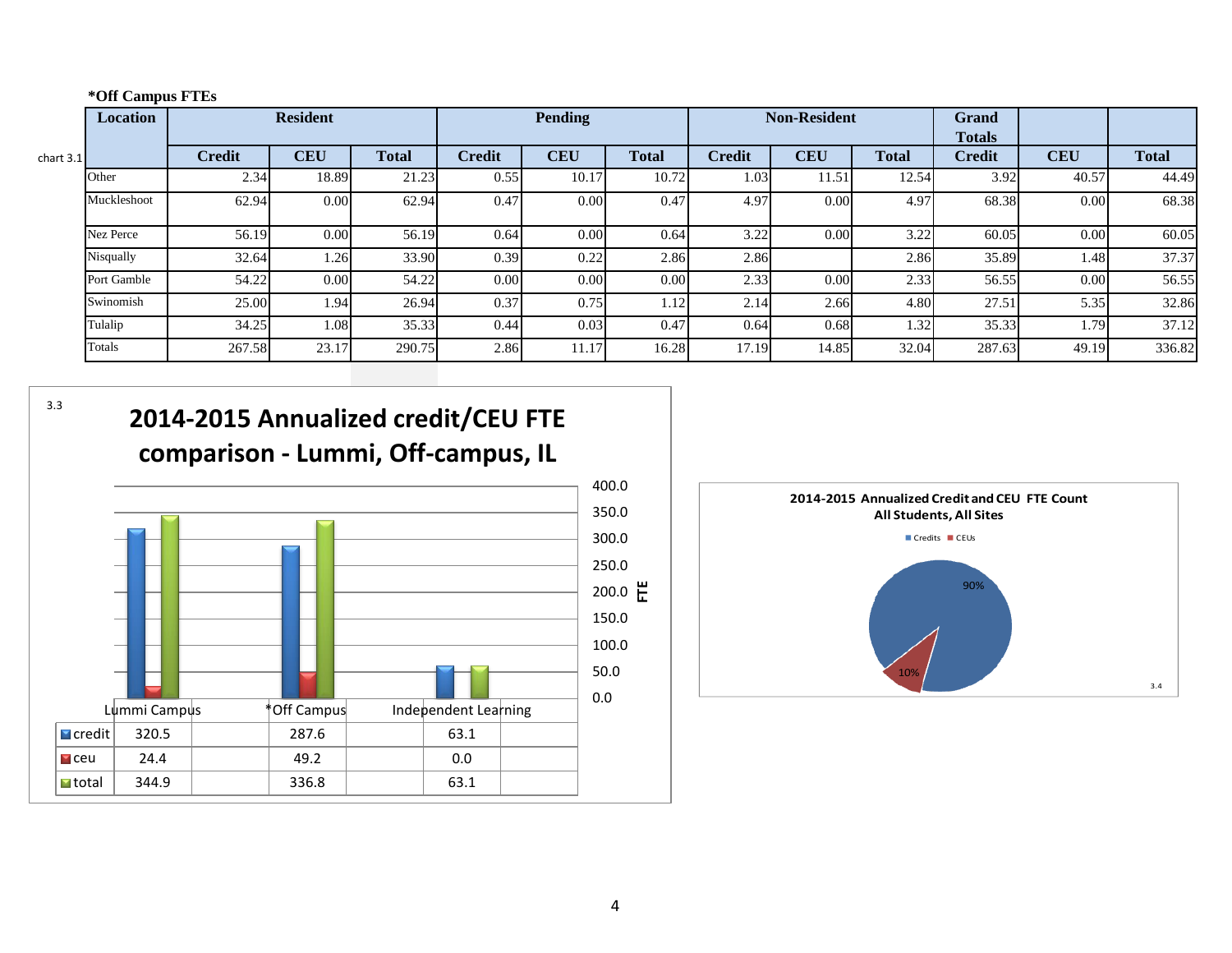**\*Off Campus FTEs**

chart 3.1

| Location | Resident | | | Pending | | | Non-Resident | | | Grand Totals | | |
|---|---|---|---|---|---|---|---|---|---|---|---|---|
| | Credit | CEU | Total | Credit | CEU | Total | Credit | CEU | Total | Credit | CEU | Total |
| Other | 2.34 | 18.89 | 21.23 | 0.55 | 10.17 | 10.72 | 1.03 | 11.51 | 12.54 | 3.92 | 40.57 | 44.49 |
| Muckleshoot | 62.94 | 0.00 | 62.94 | 0.47 | 0.00 | 0.47 | 4.97 | 0.00 | 4.97 | 68.38 | 0.00 | 68.38 |
| Nez Perce | 56.19 | 0.00 | 56.19 | 0.64 | 0.00 | 0.64 | 3.22 | 0.00 | 3.22 | 60.05 | 0.00 | 60.05 |
| Nisqually | 32.64 | 1.26 | 33.90 | 0.39 | 0.22 | 2.86 | 2.86 | | 2.86 | 35.89 | 1.48 | 37.37 |
| Port Gamble | 54.22 | 0.00 | 54.22 | 0.00 | 0.00 | 0.00 | 2.33 | 0.00 | 2.33 | 56.55 | 0.00 | 56.55 |
| Swinomish | 25.00 | 1.94 | 26.94 | 0.37 | 0.75 | 1.12 | 2.14 | 2.66 | 4.80 | 27.51 | 5.35 | 32.86 |
| Tulalip | 34.25 | 1.08 | 35.33 | 0.44 | 0.03 | 0.47 | 0.64 | 0.68 | 1.32 | 35.33 | 1.79 | 37.12 |
| Totals | 267.58 | 23.17 | 290.75 | 2.86 | 11.17 | 16.28 | 17.19 | 14.85 | 32.04 | 287.63 | 49.19 | 336.82 |

3.3

**2014-2015 Annualized credit/CEU FTE comparison - Lummi, Off-campus, IL**

| | Lummi Campus | *Off Campus | Independent Learning |
|---|---|---|---|
| credit | 320.5 | 287.6 | 63.1 |
| ceu | 24.4 | 49.2 | 0.0 |
| total | 344.9 | 336.8 | 63.1 |

**2014-2015 Annualized Credit and CEU FTE Count All Students, All Sites**

Credits 90%, CEUs 10%

3.4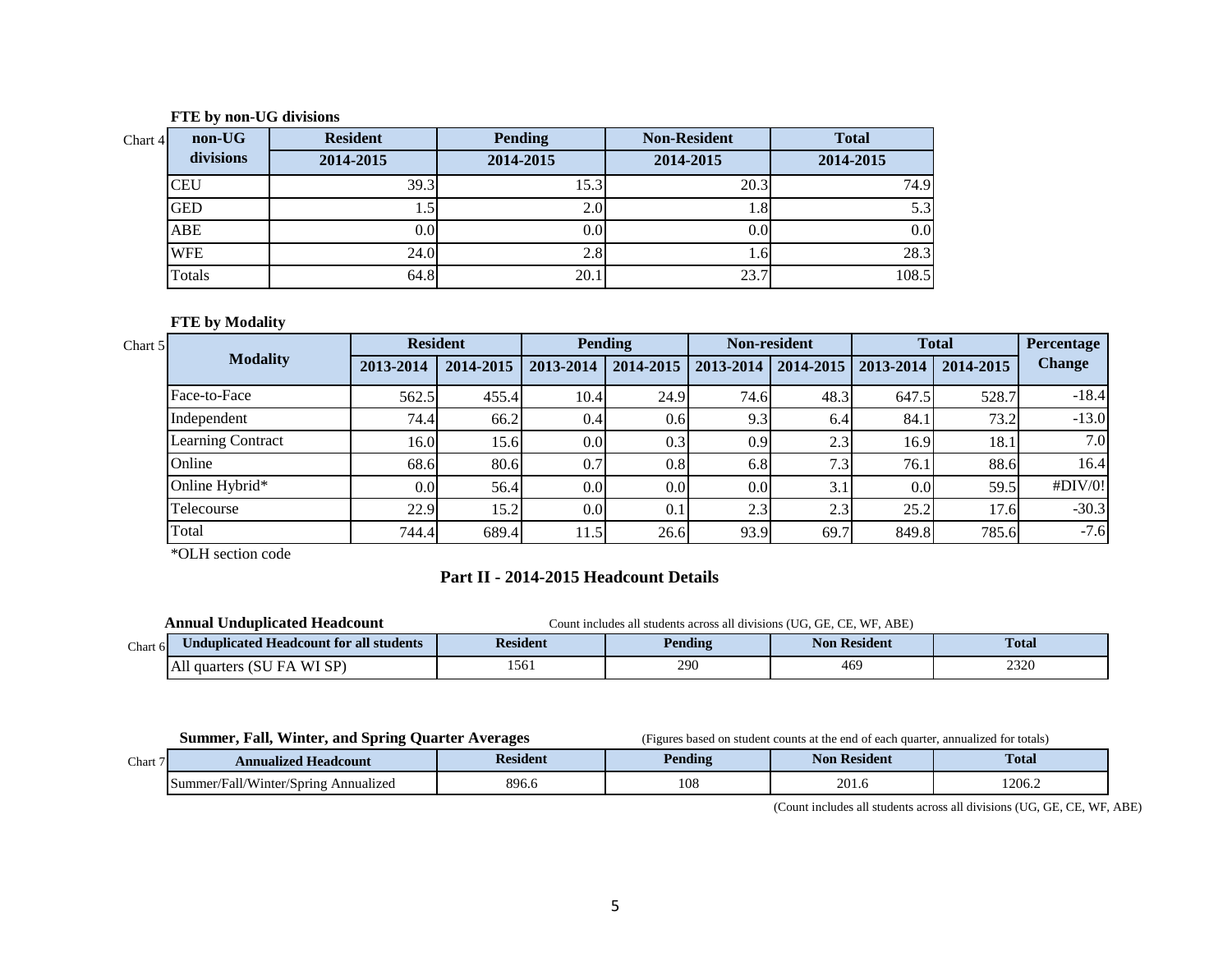**FTE by non-UG divisions**

Chart 4

| non-UG divisions | Resident | Pending | Non-Resident | Total |
|---|---|---|---|---|
| | 2014-2015 | 2014-2015 | 2014-2015 | 2014-2015 |
| CEU | 39.3 | 15.3 | 20.3 | 74.9 |
| GED | 1.5 | 2.0 | 1.8 | 5.3 |
| ABE | 0.0 | 0.0 | 0.0 | 0.0 |
| WFE | 24.0 | 2.8 | 1.6 | 28.3 |
| Totals | 64.8 | 20.1 | 23.7 | 108.5 |

**FTE by Modality**

Chart 5

| Modality | Resident | | Pending | | Non-resident | | Total | | Percentage Change |
|---|---|---|---|---|---|---|---|---|---|
| | 2013-2014 | 2014-2015 | 2013-2014 | 2014-2015 | 2013-2014 | 2014-2015 | 2013-2014 | 2014-2015 | |
| Face-to-Face | 562.5 | 455.4 | 10.4 | 24.9 | 74.6 | 48.3 | 647.5 | 528.7 | -18.4 |
| Independent | 74.4 | 66.2 | 0.4 | 0.6 | 9.3 | 6.4 | 84.1 | 73.2 | -13.0 |
| Learning Contract | 16.0 | 15.6 | 0.0 | 0.3 | 0.9 | 2.3 | 16.9 | 18.1 | 7.0 |
| Online | 68.6 | 80.6 | 0.7 | 0.8 | 6.8 | 7.3 | 76.1 | 88.6 | 16.4 |
| Online Hybrid* | 0.0 | 56.4 | 0.0 | 0.0 | 0.0 | 3.1 | 0.0 | 59.5 | #DIV/0! |
| Telecourse | 22.9 | 15.2 | 0.0 | 0.1 | 2.3 | 2.3 | 25.2 | 17.6 | -30.3 |
| Total | 744.4 | 689.4 | 11.5 | 26.6 | 93.9 | 69.7 | 849.8 | 785.6 | -7.6 |

*OLH section code

## Part II - 2014-2015 Headcount Details

**Annual Unduplicated Headcount**

Count includes all students across all divisions (UG, GE, CE, WF, ABE)

Chart 6

| Unduplicated Headcount for all students | Resident | Pending | Non Resident | Total |
|---|---|---|---|---|
| All quarters (SU FA WI SP) | 1561 | 290 | 469 | 2320 |

**Summer, Fall, Winter, and Spring Quarter Averages**

(Figures based on student counts at the end of each quarter, annualized for totals)

Chart 7

| Annualized Headcount | Resident | Pending | Non Resident | Total |
|---|---|---|---|---|
| Summer/Fall/Winter/Spring Annualized | 896.6 | 108 | 201.6 | 1206.2 |

(Count includes all students across all divisions (UG, GE, CE, WF, ABE)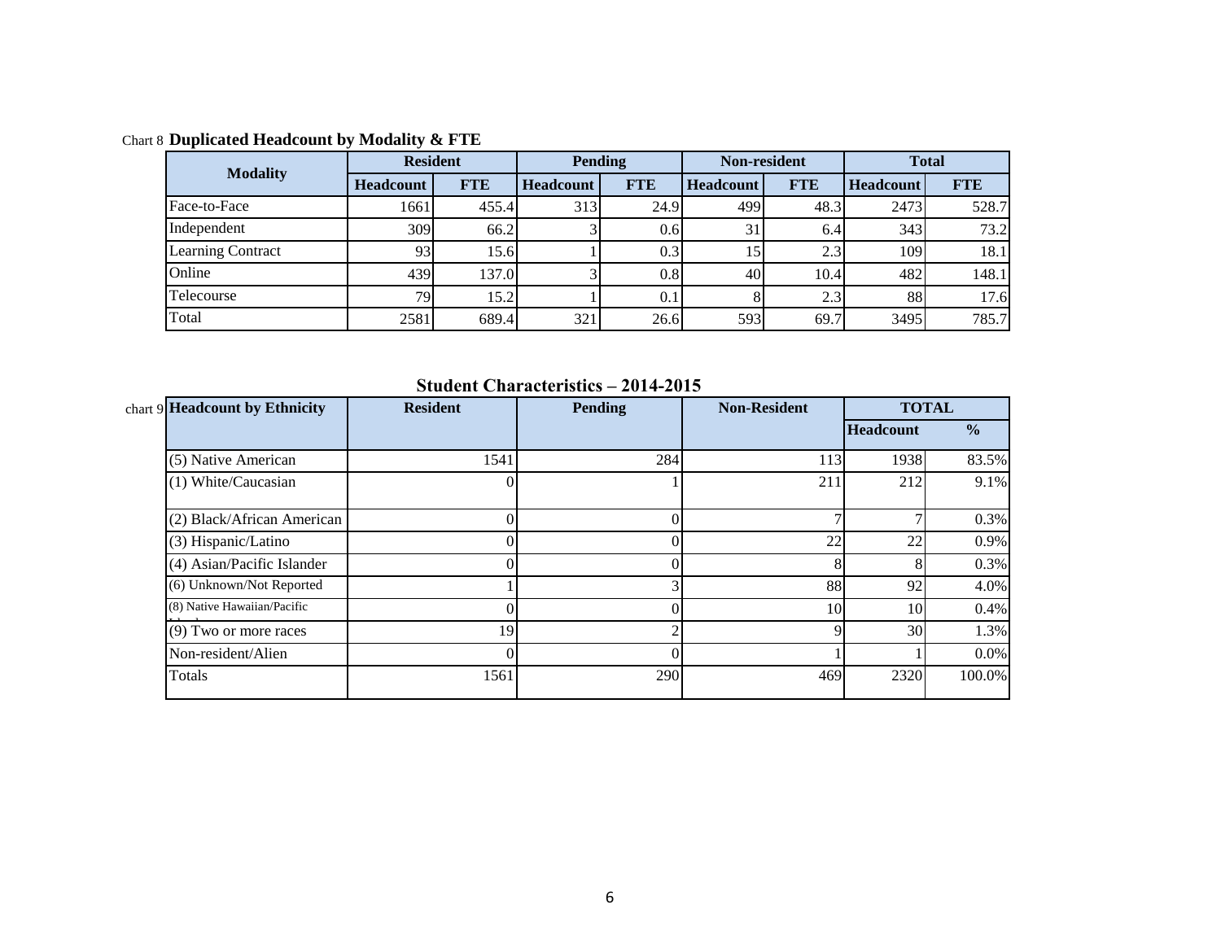Chart 8 **Duplicated Headcount by Modality & FTE**

| Modality | Resident | | Pending | | Non-resident | | Total | |
|---|---|---|---|---|---|---|---|---|
| | Headcount | FTE | Headcount | FTE | Headcount | FTE | Headcount | FTE |
| Face-to-Face | 1661 | 455.4 | 313 | 24.9 | 499 | 48.3 | 2473 | 528.7 |
| Independent | 309 | 66.2 | 3 | 0.6 | 31 | 6.4 | 343 | 73.2 |
| Learning Contract | 93 | 15.6 | 1 | 0.3 | 15 | 2.3 | 109 | 18.1 |
| Online | 439 | 137.0 | 3 | 0.8 | 40 | 10.4 | 482 | 148.1 |
| Telecourse | 79 | 15.2 | 1 | 0.1 | 8 | 2.3 | 88 | 17.6 |
| Total | 2581 | 689.4 | 321 | 26.6 | 593 | 69.7 | 3495 | 785.7 |

**Student Characteristics – 2014-2015**

chart 9

| Headcount by Ethnicity | Resident | Pending | Non-Resident | TOTAL | |
|---|---|---|---|---|---|
| | | | | Headcount | % |
| (5) Native American | 1541 | 284 | 113 | 1938 | 83.5% |
| (1) White/Caucasian | 0 | 1 | 211 | 212 | 9.1% |
| (2) Black/African American | 0 | 0 | 7 | 7 | 0.3% |
| (3) Hispanic/Latino | 0 | 0 | 22 | 22 | 0.9% |
| (4) Asian/Pacific Islander | 0 | 0 | 8 | 8 | 0.3% |
| (6) Unknown/Not Reported | 1 | 3 | 88 | 92 | 4.0% |
| (8) Native Hawaiian/Pacific Islander | 0 | 0 | 10 | 10 | 0.4% |
| (9) Two or more races | 19 | 2 | 9 | 30 | 1.3% |
| Non-resident/Alien | 0 | 0 | 1 | 1 | 0.0% |
| Totals | 1561 | 290 | 469 | 2320 | 100.0% |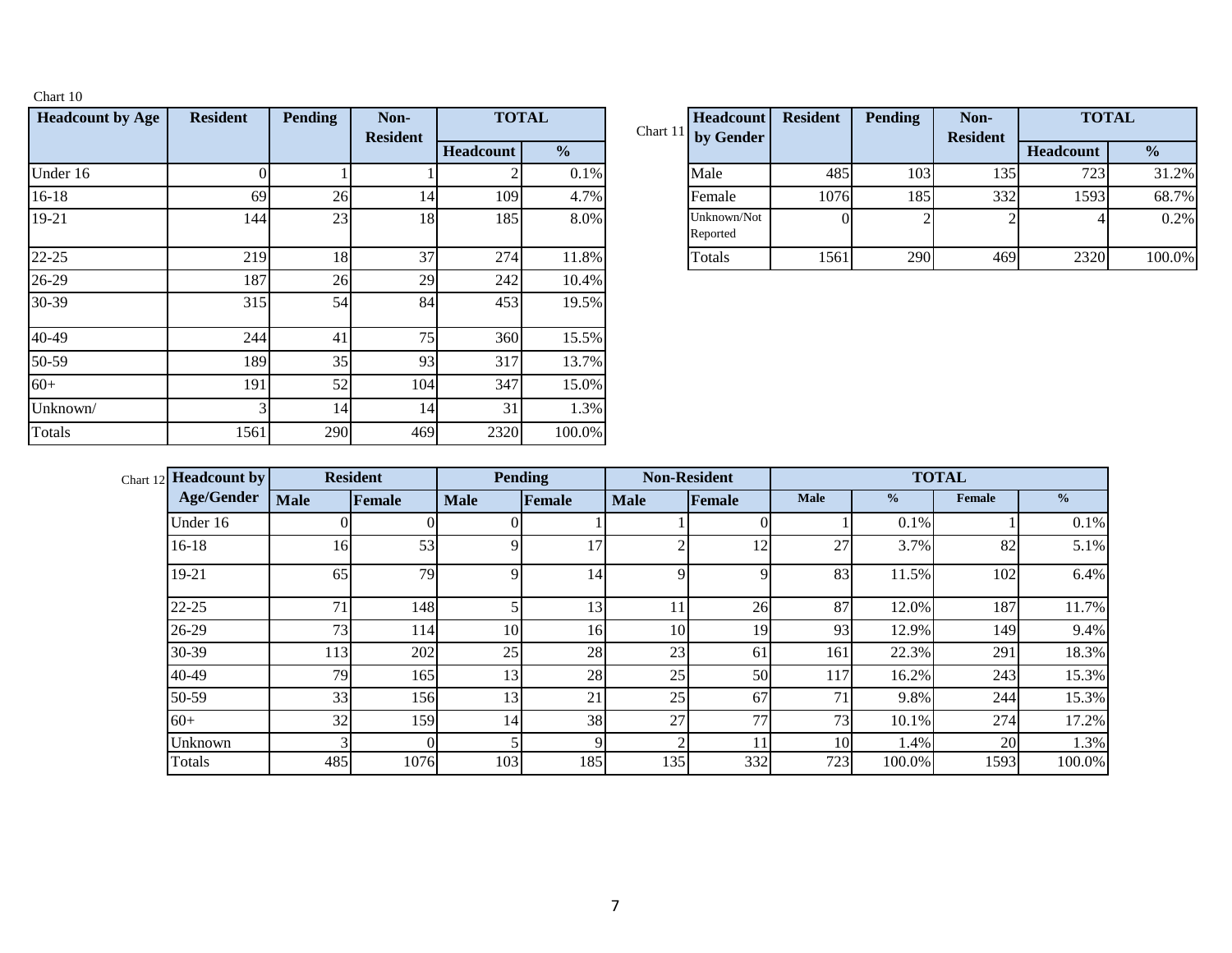Chart 10

| Headcount by Age | Resident | Pending | Non-Resident | TOTAL | |
|---|---|---|---|---|---|
| | | | | Headcount | % |
| Under 16 | 0 | 1 | 1 | 2 | 0.1% |
| 16-18 | 69 | 26 | 14 | 109 | 4.7% |
| 19-21 | 144 | 23 | 18 | 185 | 8.0% |
| 22-25 | 219 | 18 | 37 | 274 | 11.8% |
| 26-29 | 187 | 26 | 29 | 242 | 10.4% |
| 30-39 | 315 | 54 | 84 | 453 | 19.5% |
| 40-49 | 244 | 41 | 75 | 360 | 15.5% |
| 50-59 | 189 | 35 | 93 | 317 | 13.7% |
| 60+ | 191 | 52 | 104 | 347 | 15.0% |
| Unknown/ | 3 | 14 | 14 | 31 | 1.3% |
| Totals | 1561 | 290 | 469 | 2320 | 100.0% |

Chart 11

| Headcount by Gender | Resident | Pending | Non-Resident | TOTAL | |
|---|---|---|---|---|---|
| | | | | Headcount | % |
| Male | 485 | 103 | 135 | 723 | 31.2% |
| Female | 1076 | 185 | 332 | 1593 | 68.7% |
| Unknown/Not Reported | 0 | 2 | 2 | 4 | 0.2% |
| Totals | 1561 | 290 | 469 | 2320 | 100.0% |

Chart 12

| Headcount by Age/Gender | Resident | | Pending | | Non-Resident | | TOTAL | | | |
|---|---|---|---|---|---|---|---|---|---|---|
| | Male | Female | Male | Female | Male | Female | Male | % | Female | % |
| Under 16 | 0 | 0 | 0 | 1 | 1 | 0 | 1 | 0.1% | 1 | 0.1% |
| 16-18 | 16 | 53 | 9 | 17 | 2 | 12 | 27 | 3.7% | 82 | 5.1% |
| 19-21 | 65 | 79 | 9 | 14 | 9 | 9 | 83 | 11.5% | 102 | 6.4% |
| 22-25 | 71 | 148 | 5 | 13 | 11 | 26 | 87 | 12.0% | 187 | 11.7% |
| 26-29 | 73 | 114 | 10 | 16 | 10 | 19 | 93 | 12.9% | 149 | 9.4% |
| 30-39 | 113 | 202 | 25 | 28 | 23 | 61 | 161 | 22.3% | 291 | 18.3% |
| 40-49 | 79 | 165 | 13 | 28 | 25 | 50 | 117 | 16.2% | 243 | 15.3% |
| 50-59 | 33 | 156 | 13 | 21 | 25 | 67 | 71 | 9.8% | 244 | 15.3% |
| 60+ | 32 | 159 | 14 | 38 | 27 | 77 | 73 | 10.1% | 274 | 17.2% |
| Unknown | 3 | 0 | 5 | 9 | 2 | 11 | 10 | 1.4% | 20 | 1.3% |
| Totals | 485 | 1076 | 103 | 185 | 135 | 332 | 723 | 100.0% | 1593 | 100.0% |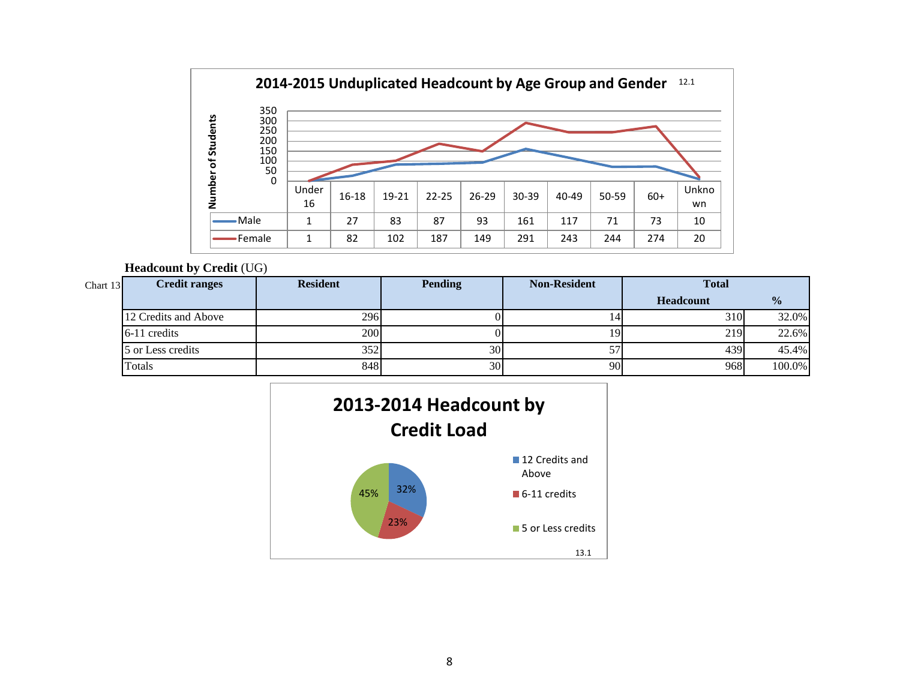## 2014-2015 Unduplicated Headcount by Age Group and Gender

12.1

| | Under 16 | 16-18 | 19-21 | 22-25 | 26-29 | 30-39 | 40-49 | 50-59 | 60+ | Unknown |
|---|---|---|---|---|---|---|---|---|---|---|
| Male | 1 | 27 | 83 | 87 | 93 | 161 | 117 | 71 | 73 | 10 |
| Female | 1 | 82 | 102 | 187 | 149 | 291 | 243 | 244 | 274 | 20 |

**Headcount by Credit** (UG)

Chart 13

| Credit ranges | Resident | Pending | Non-Resident | Total Headcount | % |
|---|---|---|---|---|---|
| 12 Credits and Above | 296 | 0 | 14 | 310 | 32.0% |
| 6-11 credits | 200 | 0 | 19 | 219 | 22.6% |
| 5 or Less credits | 352 | 30 | 57 | 439 | 45.4% |
| Totals | 848 | 30 | 90 | 968 | 100.0% |

## 2013-2014 Headcount by Credit Load

- 12 Credits and Above: 32%
- 6-11 credits: 23%
- 5 or Less credits: 45%

13.1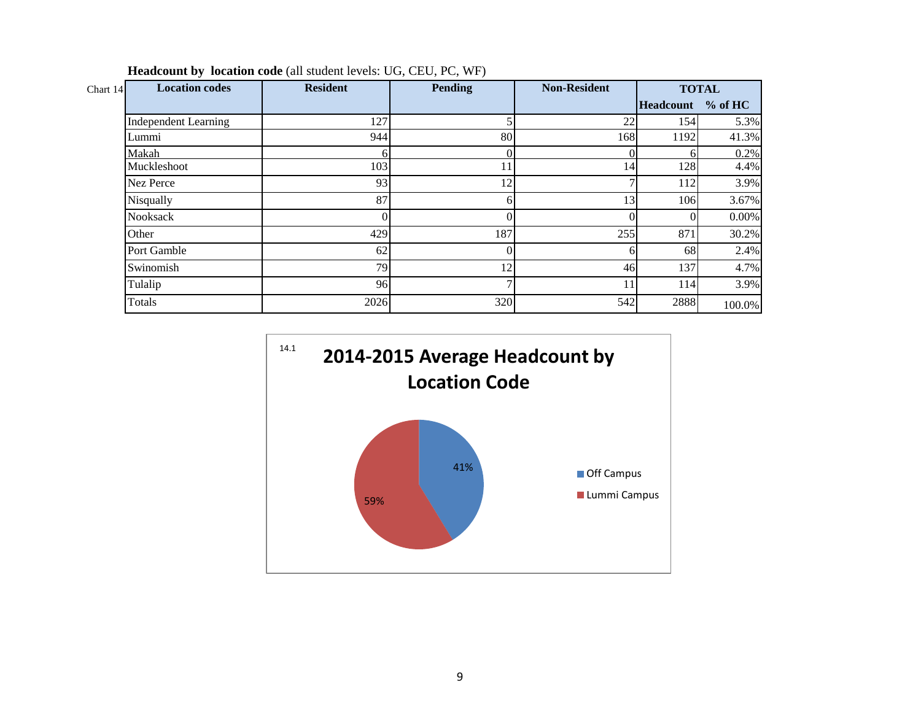**Headcount by location code** (all student levels: UG, CEU, PC, WF)

Chart 14

| Location codes | Resident | Pending | Non-Resident | TOTAL | |
|---|---|---|---|---|---|
| | | | | Headcount | % of HC |
| Independent Learning | 127 | 5 | 22 | 154 | 5.3% |
| Lummi | 944 | 80 | 168 | 1192 | 41.3% |
| Makah | 6 | 0 | 0 | 6 | 0.2% |
| Muckleshoot | 103 | 11 | 14 | 128 | 4.4% |
| Nez Perce | 93 | 12 | 7 | 112 | 3.9% |
| Nisqually | 87 | 6 | 13 | 106 | 3.67% |
| Nooksack | 0 | 0 | 0 | 0 | 0.00% |
| Other | 429 | 187 | 255 | 871 | 30.2% |
| Port Gamble | 62 | 0 | 6 | 68 | 2.4% |
| Swinomish | 79 | 12 | 46 | 137 | 4.7% |
| Tulalip | 96 | 7 | 11 | 114 | 3.9% |
| Totals | 2026 | 320 | 542 | 2888 | 100.0% |

14.1

**2014-2015 Average Headcount by Location Code**

- Off Campus: 41%
- Lummi Campus: 59%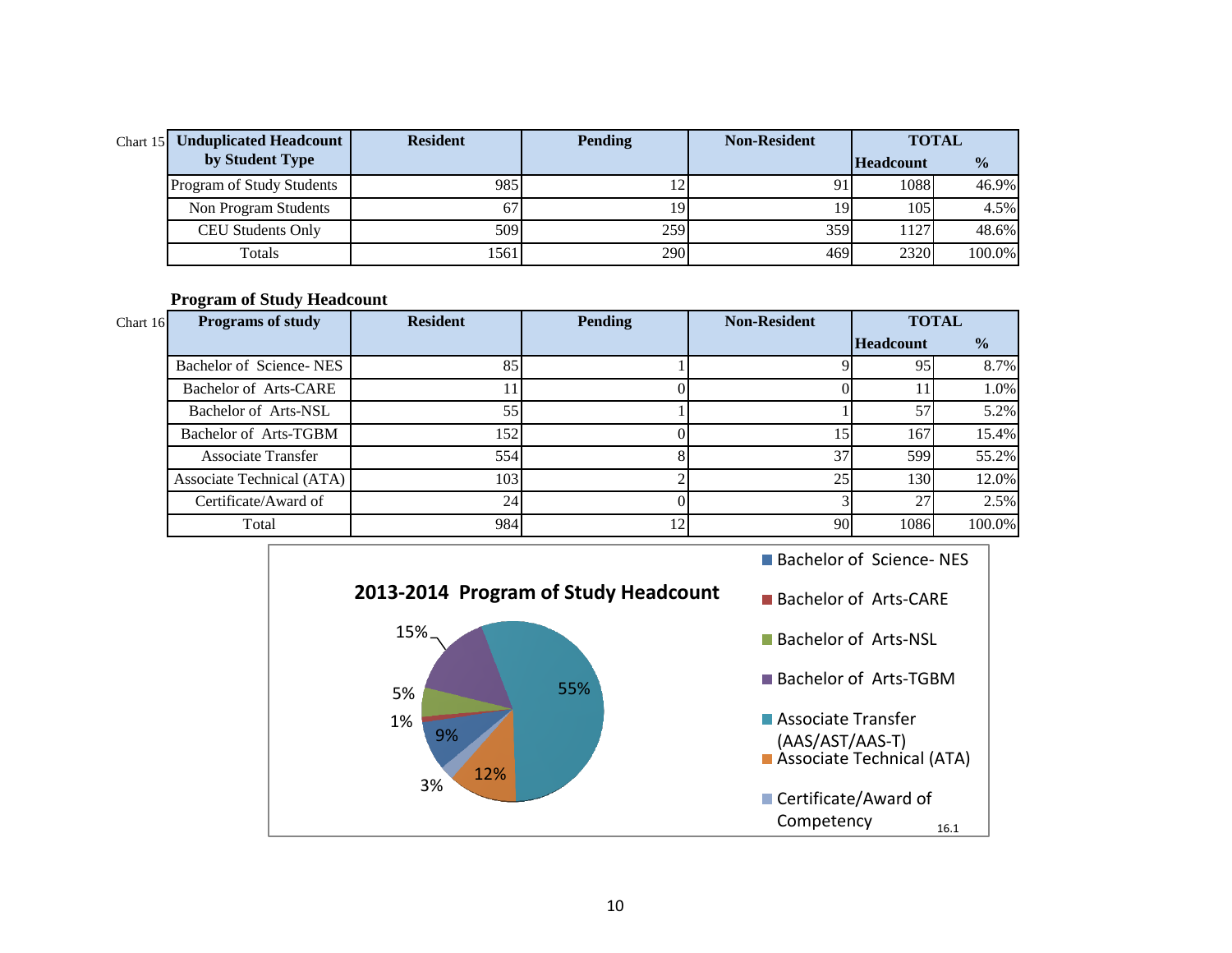Chart 15

| Unduplicated Headcount by Student Type | Resident | Pending | Non-Resident | TOTAL | |
|---|---|---|---|---|---|
| | | | | Headcount | % |
| Program of Study Students | 985 | 12 | 91 | 1088 | 46.9% |
| Non Program Students | 67 | 19 | 19 | 105 | 4.5% |
| CEU Students Only | 509 | 259 | 359 | 1127 | 48.6% |
| Totals | 1561 | 290 | 469 | 2320 | 100.0% |

**Program of Study Headcount**

Chart 16

| Programs of study | Resident | Pending | Non-Resident | TOTAL | |
|---|---|---|---|---|---|
| | | | | Headcount | % |
| Bachelor of Science- NES | 85 | 1 | 9 | 95 | 8.7% |
| Bachelor of Arts-CARE | 11 | 0 | 0 | 11 | 1.0% |
| Bachelor of Arts-NSL | 55 | 1 | 1 | 57 | 5.2% |
| Bachelor of Arts-TGBM | 152 | 0 | 15 | 167 | 15.4% |
| Associate Transfer | 554 | 8 | 37 | 599 | 55.2% |
| Associate Technical (ATA) | 103 | 2 | 25 | 130 | 12.0% |
| Certificate/Award of | 24 | 0 | 3 | 27 | 2.5% |
| Total | 984 | 12 | 90 | 1086 | 100.0% |

**2013-2014 Program of Study Headcount**

| Program | % |
|---|---|
| Bachelor of Science- NES | 9% |
| Bachelor of Arts-CARE | 1% |
| Bachelor of Arts-NSL | 5% |
| Bachelor of Arts-TGBM | 15% |
| Associate Transfer (AAS/AST/AAS-T) | 55% |
| Associate Technical (ATA) | 12% |
| Certificate/Award of Competency | 3% |

16.1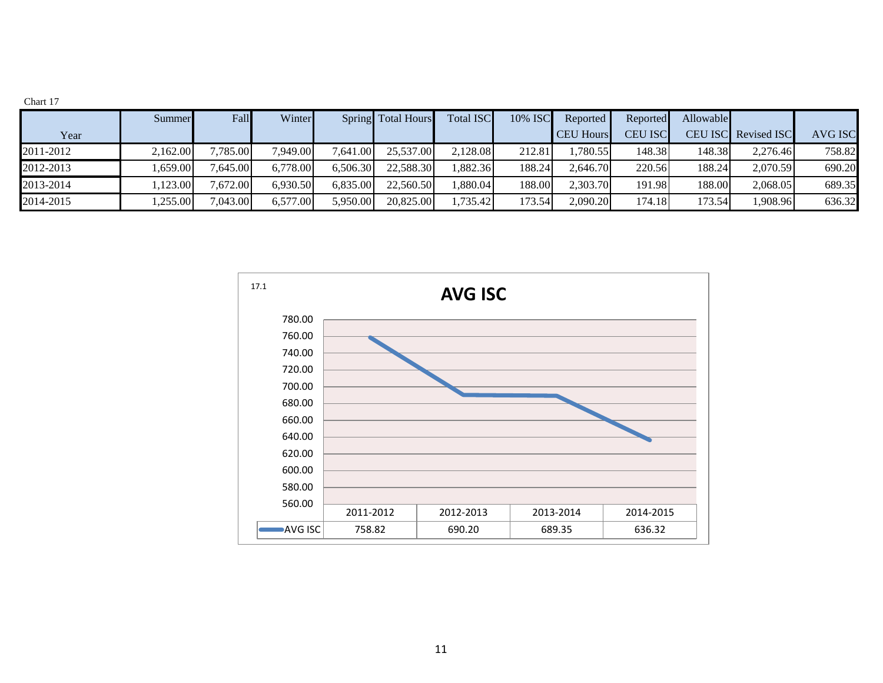Chart 17

| Year | Summer | Fall | Winter | Spring | Total Hours | Total ISC | 10% ISC | Reported CEU Hours | Reported CEU ISC | Allowable CEU ISC | Revised ISC | AVG ISC |
|---|---|---|---|---|---|---|---|---|---|---|---|---|
| 2011-2012 | 2,162.00 | 7,785.00 | 7,949.00 | 7,641.00 | 25,537.00 | 2,128.08 | 212.81 | 1,780.55 | 148.38 | 148.38 | 2,276.46 | 758.82 |
| 2012-2013 | 1,659.00 | 7,645.00 | 6,778.00 | 6,506.30 | 22,588.30 | 1,882.36 | 188.24 | 2,646.70 | 220.56 | 188.24 | 2,070.59 | 690.20 |
| 2013-2014 | 1,123.00 | 7,672.00 | 6,930.50 | 6,835.00 | 22,560.50 | 1,880.04 | 188.00 | 2,303.70 | 191.98 | 188.00 | 2,068.05 | 689.35 |
| 2014-2015 | 1,255.00 | 7,043.00 | 6,577.00 | 5,950.00 | 20,825.00 | 1,735.42 | 173.54 | 2,090.20 | 174.18 | 173.54 | 1,908.96 | 636.32 |

17.1

AVG ISC

780.00
760.00
740.00
720.00
700.00
680.00
660.00
640.00
620.00
600.00
580.00
560.00

2011-2012 2012-2013 2013-2014 2014-2015

AVG ISC 758.82 690.20 689.35 636.32